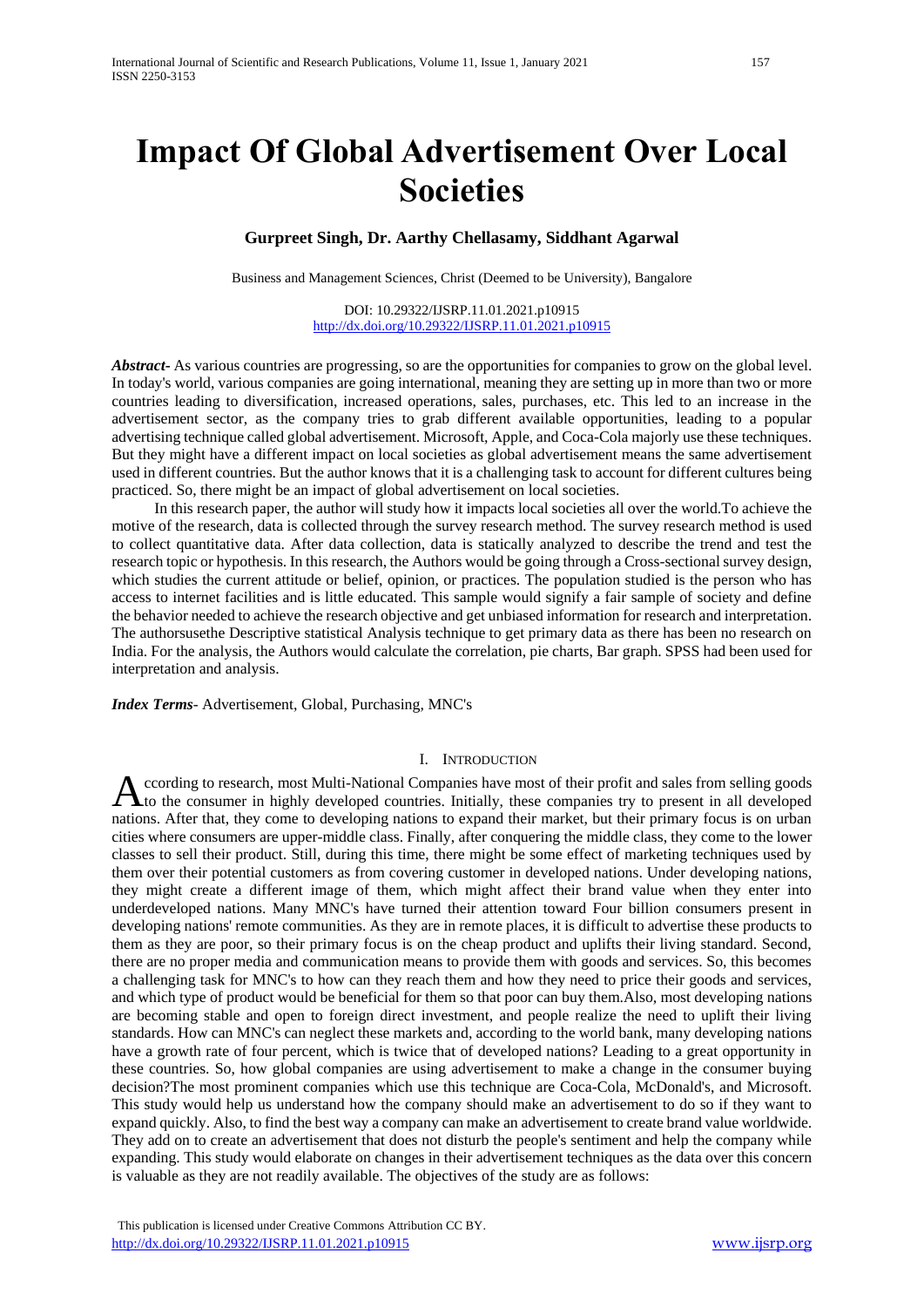# Impact Of Global Advertisement Over Local Societies

**Gurpreet Singh, Dr. Aarthy Chellasamy, Siddhant Agarwal**

Business and Management Sciences, Christ (Deemed to be University), Bangalore

DOI: 10.29322/IJSRP.11.01.2021.p10915
http://dx.doi.org/10.29322/IJSRP.11.01.2021.p10915

***Abstract-*** As various countries are progressing, so are the opportunities for companies to grow on the global level. In today's world, various companies are going international, meaning they are setting up in more than two or more countries leading to diversification, increased operations, sales, purchases, etc. This led to an increase in the advertisement sector, as the company tries to grab different available opportunities, leading to a popular advertising technique called global advertisement. Microsoft, Apple, and Coca-Cola majorly use these techniques. But they might have a different impact on local societies as global advertisement means the same advertisement used in different countries. But the author knows that it is a challenging task to account for different cultures being practiced. So, there might be an impact of global advertisement on local societies.

In this research paper, the author will study how it impacts local societies all over the world.To achieve the motive of the research, data is collected through the survey research method. The survey research method is used to collect quantitative data. After data collection, data is statically analyzed to describe the trend and test the research topic or hypothesis. In this research, the Authors would be going through a Cross-sectional survey design, which studies the current attitude or belief, opinion, or practices. The population studied is the person who has access to internet facilities and is little educated. This sample would signify a fair sample of society and define the behavior needed to achieve the research objective and get unbiased information for research and interpretation. The authorsusethe Descriptive statistical Analysis technique to get primary data as there has been no research on India. For the analysis, the Authors would calculate the correlation, pie charts, Bar graph. SPSS had been used for interpretation and analysis.

***Index Terms*****-** Advertisement, Global, Purchasing, MNC's

## I. Introduction

According to research, most Multi-National Companies have most of their profit and sales from selling goods to the consumer in highly developed countries. Initially, these companies try to present in all developed nations. After that, they come to developing nations to expand their market, but their primary focus is on urban cities where consumers are upper-middle class. Finally, after conquering the middle class, they come to the lower classes to sell their product. Still, during this time, there might be some effect of marketing techniques used by them over their potential customers as from covering customer in developed nations. Under developing nations, they might create a different image of them, which might affect their brand value when they enter into underdeveloped nations. Many MNC's have turned their attention toward Four billion consumers present in developing nations' remote communities. As they are in remote places, it is difficult to advertise these products to them as they are poor, so their primary focus is on the cheap product and uplifts their living standard. Second, there are no proper media and communication means to provide them with goods and services. So, this becomes a challenging task for MNC's to how can they reach them and how they need to price their goods and services, and which type of product would be beneficial for them so that poor can buy them.Also, most developing nations are becoming stable and open to foreign direct investment, and people realize the need to uplift their living standards. How can MNC's can neglect these markets and, according to the world bank, many developing nations have a growth rate of four percent, which is twice that of developed nations? Leading to a great opportunity in these countries. So, how global companies are using advertisement to make a change in the consumer buying decision?The most prominent companies which use this technique are Coca-Cola, McDonald's, and Microsoft. This study would help us understand how the company should make an advertisement to do so if they want to expand quickly. Also, to find the best way a company can make an advertisement to create brand value worldwide. They add on to create an advertisement that does not disturb the people's sentiment and help the company while expanding. This study would elaborate on changes in their advertisement techniques as the data over this concern is valuable as they are not readily available. The objectives of the study are as follows: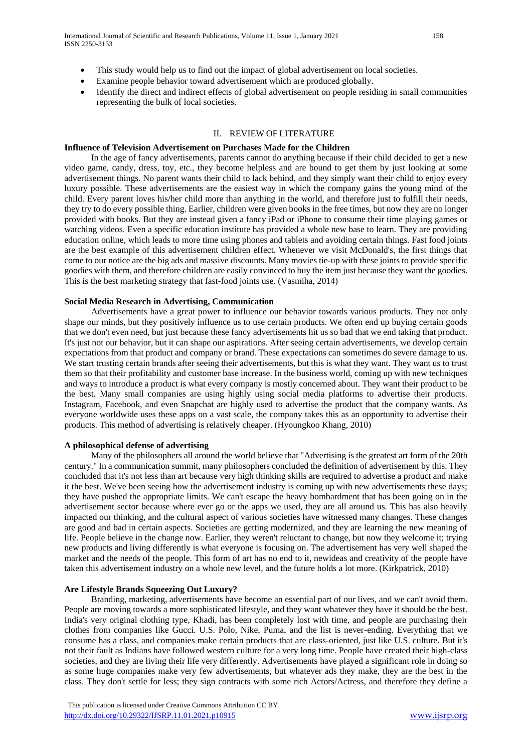- This study would help us to find out the impact of global advertisement on local societies.
- Examine people behavior toward advertisement which are produced globally.
- Identify the direct and indirect effects of global advertisement on people residing in small communities representing the bulk of local societies.

## II. REVIEW OF LITERATURE

**Influence of Television Advertisement on Purchases Made for the Children**

In the age of fancy advertisements, parents cannot do anything because if their child decided to get a new video game, candy, dress, toy, etc., they become helpless and are bound to get them by just looking at some advertisement things. No parent wants their child to lack behind, and they simply want their child to enjoy every luxury possible. These advertisements are the easiest way in which the company gains the young mind of the child. Every parent loves his/her child more than anything in the world, and therefore just to fulfill their needs, they try to do every possible thing. Earlier, children were given books in the free times, but now they are no longer provided with books. But they are instead given a fancy iPad or iPhone to consume their time playing games or watching videos. Even a specific education institute has provided a whole new base to learn. They are providing education online, which leads to more time using phones and tablets and avoiding certain things. Fast food joints are the best example of this advertisement children effect. Whenever we visit McDonald's, the first things that come to our notice are the big ads and massive discounts. Many movies tie-up with these joints to provide specific goodies with them, and therefore children are easily convinced to buy the item just because they want the goodies. This is the best marketing strategy that fast-food joints use. (Vasmiha, 2014)

**Social Media Research in Advertising, Communication**

Advertisements have a great power to influence our behavior towards various products. They not only shape our minds, but they positively influence us to use certain products. We often end up buying certain goods that we don't even need, but just because these fancy advertisements hit us so bad that we end taking that product. It's just not our behavior, but it can shape our aspirations. After seeing certain advertisements, we develop certain expectations from that product and company or brand. These expectations can sometimes do severe damage to us. We start trusting certain brands after seeing their advertisements, but this is what they want. They want us to trust them so that their profitability and customer base increase. In the business world, coming up with new techniques and ways to introduce a product is what every company is mostly concerned about. They want their product to be the best. Many small companies are using highly using social media platforms to advertise their products. Instagram, Facebook, and even Snapchat are highly used to advertise the product that the company wants. As everyone worldwide uses these apps on a vast scale, the company takes this as an opportunity to advertise their products. This method of advertising is relatively cheaper. (Hyoungkoo Khang, 2010)

**A philosophical defense of advertising**

Many of the philosophers all around the world believe that "Advertising is the greatest art form of the 20th century." In a communication summit, many philosophers concluded the definition of advertisement by this. They concluded that it's not less than art because very high thinking skills are required to advertise a product and make it the best. We've been seeing how the advertisement industry is coming up with new advertisements these days; they have pushed the appropriate limits. We can't escape the heavy bombardment that has been going on in the advertisement sector because where ever go or the apps we used, they are all around us. This has also heavily impacted our thinking, and the cultural aspect of various societies have witnessed many changes. These changes are good and bad in certain aspects. Societies are getting modernized, and they are learning the new meaning of life. People believe in the change now. Earlier, they weren't reluctant to change, but now they welcome it; trying new products and living differently is what everyone is focusing on. The advertisement has very well shaped the market and the needs of the people. This form of art has no end to it, newideas and creativity of the people have taken this advertisement industry on a whole new level, and the future holds a lot more. (Kirkpatrick, 2010)

**Are Lifestyle Brands Squeezing Out Luxury?**

Branding, marketing, advertisements have become an essential part of our lives, and we can't avoid them. People are moving towards a more sophisticated lifestyle, and they want whatever they have it should be the best. India's very original clothing type, Khadi, has been completely lost with time, and people are purchasing their clothes from companies like Gucci. U.S. Polo, Nike, Puma, and the list is never-ending. Everything that we consume has a class, and companies make certain products that are class-oriented, just like U.S. culture. But it's not their fault as Indians have followed western culture for a very long time. People have created their high-class societies, and they are living their life very differently. Advertisements have played a significant role in doing so as some huge companies make very few advertisements, but whatever ads they make, they are the best in the class. They don't settle for less; they sign contracts with some rich Actors/Actress, and therefore they define a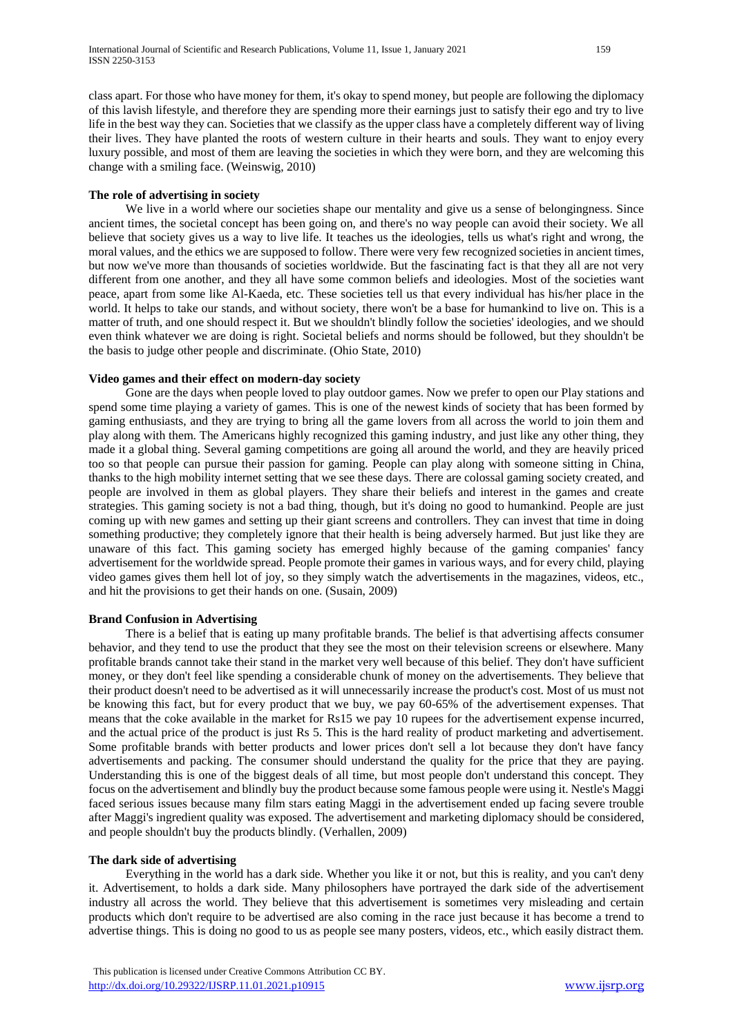class apart. For those who have money for them, it's okay to spend money, but people are following the diplomacy of this lavish lifestyle, and therefore they are spending more their earnings just to satisfy their ego and try to live life in the best way they can. Societies that we classify as the upper class have a completely different way of living their lives. They have planted the roots of western culture in their hearts and souls. They want to enjoy every luxury possible, and most of them are leaving the societies in which they were born, and they are welcoming this change with a smiling face. (Weinswig, 2010)

**The role of advertising in society**

We live in a world where our societies shape our mentality and give us a sense of belongingness. Since ancient times, the societal concept has been going on, and there's no way people can avoid their society. We all believe that society gives us a way to live life. It teaches us the ideologies, tells us what's right and wrong, the moral values, and the ethics we are supposed to follow. There were very few recognized societies in ancient times, but now we've more than thousands of societies worldwide. But the fascinating fact is that they all are not very different from one another, and they all have some common beliefs and ideologies. Most of the societies want peace, apart from some like Al-Kaeda, etc. These societies tell us that every individual has his/her place in the world. It helps to take our stands, and without society, there won't be a base for humankind to live on. This is a matter of truth, and one should respect it. But we shouldn't blindly follow the societies' ideologies, and we should even think whatever we are doing is right. Societal beliefs and norms should be followed, but they shouldn't be the basis to judge other people and discriminate. (Ohio State, 2010)

**Video games and their effect on modern-day society**

Gone are the days when people loved to play outdoor games. Now we prefer to open our Play stations and spend some time playing a variety of games. This is one of the newest kinds of society that has been formed by gaming enthusiasts, and they are trying to bring all the game lovers from all across the world to join them and play along with them. The Americans highly recognized this gaming industry, and just like any other thing, they made it a global thing. Several gaming competitions are going all around the world, and they are heavily priced too so that people can pursue their passion for gaming. People can play along with someone sitting in China, thanks to the high mobility internet setting that we see these days. There are colossal gaming society created, and people are involved in them as global players. They share their beliefs and interest in the games and create strategies. This gaming society is not a bad thing, though, but it's doing no good to humankind. People are just coming up with new games and setting up their giant screens and controllers. They can invest that time in doing something productive; they completely ignore that their health is being adversely harmed. But just like they are unaware of this fact. This gaming society has emerged highly because of the gaming companies' fancy advertisement for the worldwide spread. People promote their games in various ways, and for every child, playing video games gives them hell lot of joy, so they simply watch the advertisements in the magazines, videos, etc., and hit the provisions to get their hands on one. (Susain, 2009)

**Brand Confusion in Advertising**

There is a belief that is eating up many profitable brands. The belief is that advertising affects consumer behavior, and they tend to use the product that they see the most on their television screens or elsewhere. Many profitable brands cannot take their stand in the market very well because of this belief. They don't have sufficient money, or they don't feel like spending a considerable chunk of money on the advertisements. They believe that their product doesn't need to be advertised as it will unnecessarily increase the product's cost. Most of us must not be knowing this fact, but for every product that we buy, we pay 60-65% of the advertisement expenses. That means that the coke available in the market for Rs15 we pay 10 rupees for the advertisement expense incurred, and the actual price of the product is just Rs 5. This is the hard reality of product marketing and advertisement. Some profitable brands with better products and lower prices don't sell a lot because they don't have fancy advertisements and packing. The consumer should understand the quality for the price that they are paying. Understanding this is one of the biggest deals of all time, but most people don't understand this concept. They focus on the advertisement and blindly buy the product because some famous people were using it. Nestle's Maggi faced serious issues because many film stars eating Maggi in the advertisement ended up facing severe trouble after Maggi's ingredient quality was exposed. The advertisement and marketing diplomacy should be considered, and people shouldn't buy the products blindly. (Verhallen, 2009)

**The dark side of advertising**

Everything in the world has a dark side. Whether you like it or not, but this is reality, and you can't deny it. Advertisement, to holds a dark side. Many philosophers have portrayed the dark side of the advertisement industry all across the world. They believe that this advertisement is sometimes very misleading and certain products which don't require to be advertised are also coming in the race just because it has become a trend to advertise things. This is doing no good to us as people see many posters, videos, etc., which easily distract them.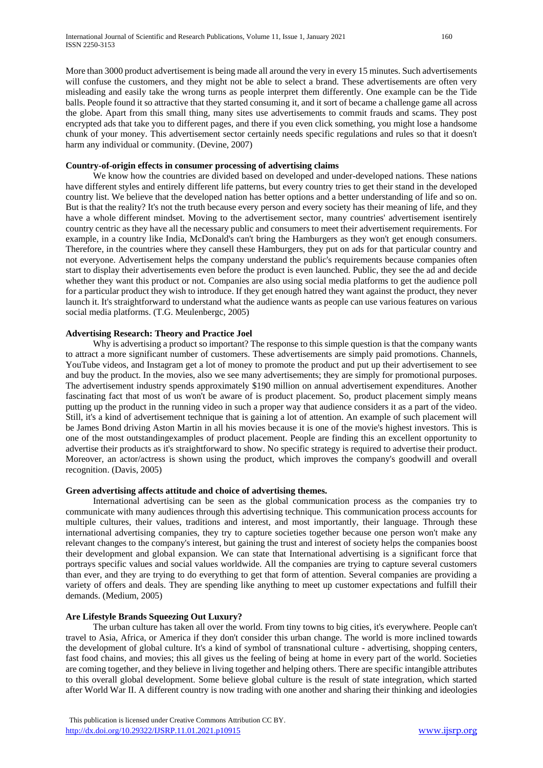More than 3000 product advertisement is being made all around the very in every 15 minutes. Such advertisements will confuse the customers, and they might not be able to select a brand. These advertisements are often very misleading and easily take the wrong turns as people interpret them differently. One example can be the Tide balls. People found it so attractive that they started consuming it, and it sort of became a challenge game all across the globe. Apart from this small thing, many sites use advertisements to commit frauds and scams. They post encrypted ads that take you to different pages, and there if you even click something, you might lose a handsome chunk of your money. This advertisement sector certainly needs specific regulations and rules so that it doesn't harm any individual or community. (Devine, 2007)

**Country-of-origin effects in consumer processing of advertising claims**

We know how the countries are divided based on developed and under-developed nations. These nations have different styles and entirely different life patterns, but every country tries to get their stand in the developed country list. We believe that the developed nation has better options and a better understanding of life and so on. But is that the reality? It's not the truth because every person and every society has their meaning of life, and they have a whole different mindset. Moving to the advertisement sector, many countries' advertisement isentirely country centric as they have all the necessary public and consumers to meet their advertisement requirements. For example, in a country like India, McDonald's can't bring the Hamburgers as they won't get enough consumers. Therefore, in the countries where they cansell these Hamburgers, they put on ads for that particular country and not everyone. Advertisement helps the company understand the public's requirements because companies often start to display their advertisements even before the product is even launched. Public, they see the ad and decide whether they want this product or not. Companies are also using social media platforms to get the audience poll for a particular product they wish to introduce. If they get enough hatred they want against the product, they never launch it. It's straightforward to understand what the audience wants as people can use various features on various social media platforms. (T.G. Meulenbergc, 2005)

**Advertising Research: Theory and Practice Joel**

Why is advertising a product so important? The response to this simple question is that the company wants to attract a more significant number of customers. These advertisements are simply paid promotions. Channels, YouTube videos, and Instagram get a lot of money to promote the product and put up their advertisement to see and buy the product. In the movies, also we see many advertisements; they are simply for promotional purposes. The advertisement industry spends approximately $190 million on annual advertisement expenditures. Another fascinating fact that most of us won't be aware of is product placement. So, product placement simply means putting up the product in the running video in such a proper way that audience considers it as a part of the video. Still, it's a kind of advertisement technique that is gaining a lot of attention. An example of such placement will be James Bond driving Aston Martin in all his movies because it is one of the movie's highest investors. This is one of the most outstandingexamples of product placement. People are finding this an excellent opportunity to advertise their products as it's straightforward to show. No specific strategy is required to advertise their product. Moreover, an actor/actress is shown using the product, which improves the company's goodwill and overall recognition. (Davis, 2005)

**Green advertising affects attitude and choice of advertising themes.**

International advertising can be seen as the global communication process as the companies try to communicate with many audiences through this advertising technique. This communication process accounts for multiple cultures, their values, traditions and interest, and most importantly, their language. Through these international advertising companies, they try to capture societies together because one person won't make any relevant changes to the company's interest, but gaining the trust and interest of society helps the companies boost their development and global expansion. We can state that International advertising is a significant force that portrays specific values and social values worldwide. All the companies are trying to capture several customers than ever, and they are trying to do everything to get that form of attention. Several companies are providing a variety of offers and deals. They are spending like anything to meet up customer expectations and fulfill their demands. (Medium, 2005)

**Are Lifestyle Brands Squeezing Out Luxury?**

The urban culture has taken all over the world. From tiny towns to big cities, it's everywhere. People can't travel to Asia, Africa, or America if they don't consider this urban change. The world is more inclined towards the development of global culture. It's a kind of symbol of transnational culture - advertising, shopping centers, fast food chains, and movies; this all gives us the feeling of being at home in every part of the world. Societies are coming together, and they believe in living together and helping others. There are specific intangible attributes to this overall global development. Some believe global culture is the result of state integration, which started after World War II. A different country is now trading with one another and sharing their thinking and ideologies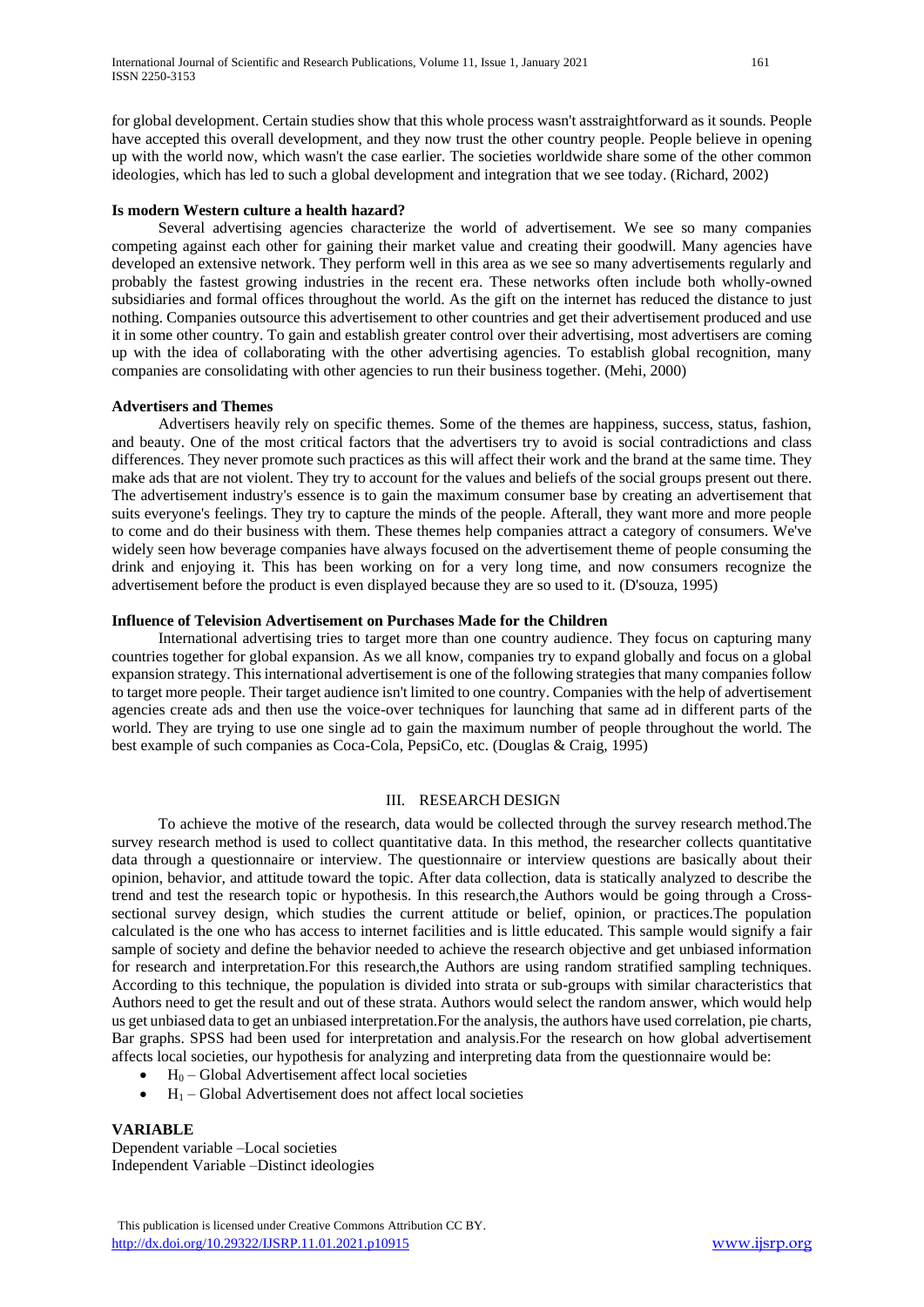for global development. Certain studies show that this whole process wasn't asstraightforward as it sounds. People have accepted this overall development, and they now trust the other country people. People believe in opening up with the world now, which wasn't the case earlier. The societies worldwide share some of the other common ideologies, which has led to such a global development and integration that we see today. (Richard, 2002)

**Is modern Western culture a health hazard?**

Several advertising agencies characterize the world of advertisement. We see so many companies competing against each other for gaining their market value and creating their goodwill. Many agencies have developed an extensive network. They perform well in this area as we see so many advertisements regularly and probably the fastest growing industries in the recent era. These networks often include both wholly-owned subsidiaries and formal offices throughout the world. As the gift on the internet has reduced the distance to just nothing. Companies outsource this advertisement to other countries and get their advertisement produced and use it in some other country. To gain and establish greater control over their advertising, most advertisers are coming up with the idea of collaborating with the other advertising agencies. To establish global recognition, many companies are consolidating with other agencies to run their business together. (Mehi, 2000)

**Advertisers and Themes**

Advertisers heavily rely on specific themes. Some of the themes are happiness, success, status, fashion, and beauty. One of the most critical factors that the advertisers try to avoid is social contradictions and class differences. They never promote such practices as this will affect their work and the brand at the same time. They make ads that are not violent. They try to account for the values and beliefs of the social groups present out there. The advertisement industry's essence is to gain the maximum consumer base by creating an advertisement that suits everyone's feelings. They try to capture the minds of the people. Afterall, they want more and more people to come and do their business with them. These themes help companies attract a category of consumers. We've widely seen how beverage companies have always focused on the advertisement theme of people consuming the drink and enjoying it. This has been working on for a very long time, and now consumers recognize the advertisement before the product is even displayed because they are so used to it. (D'souza, 1995)

**Influence of Television Advertisement on Purchases Made for the Children**

International advertising tries to target more than one country audience. They focus on capturing many countries together for global expansion. As we all know, companies try to expand globally and focus on a global expansion strategy. This international advertisement is one of the following strategies that many companies follow to target more people. Their target audience isn't limited to one country. Companies with the help of advertisement agencies create ads and then use the voice-over techniques for launching that same ad in different parts of the world. They are trying to use one single ad to gain the maximum number of people throughout the world. The best example of such companies as Coca-Cola, PepsiCo, etc. (Douglas & Craig, 1995)

## III. RESEARCH DESIGN

To achieve the motive of the research, data would be collected through the survey research method.The survey research method is used to collect quantitative data. In this method, the researcher collects quantitative data through a questionnaire or interview. The questionnaire or interview questions are basically about their opinion, behavior, and attitude toward the topic. After data collection, data is statically analyzed to describe the trend and test the research topic or hypothesis. In this research,the Authors would be going through a Cross-sectional survey design, which studies the current attitude or belief, opinion, or practices.The population calculated is the one who has access to internet facilities and is little educated. This sample would signify a fair sample of society and define the behavior needed to achieve the research objective and get unbiased information for research and interpretation.For this research,the Authors are using random stratified sampling techniques. According to this technique, the population is divided into strata or sub-groups with similar characteristics that Authors need to get the result and out of these strata. Authors would select the random answer, which would help us get unbiased data to get an unbiased interpretation.For the analysis, the authors have used correlation, pie charts, Bar graphs. SPSS had been used for interpretation and analysis.For the research on how global advertisement affects local societies, our hypothesis for analyzing and interpreting data from the questionnaire would be:

- $H_0$ – Global Advertisement affect local societies
- $H_1$ – Global Advertisement does not affect local societies

**VARIABLE**

Dependent variable –Local societies
Independent Variable –Distinct ideologies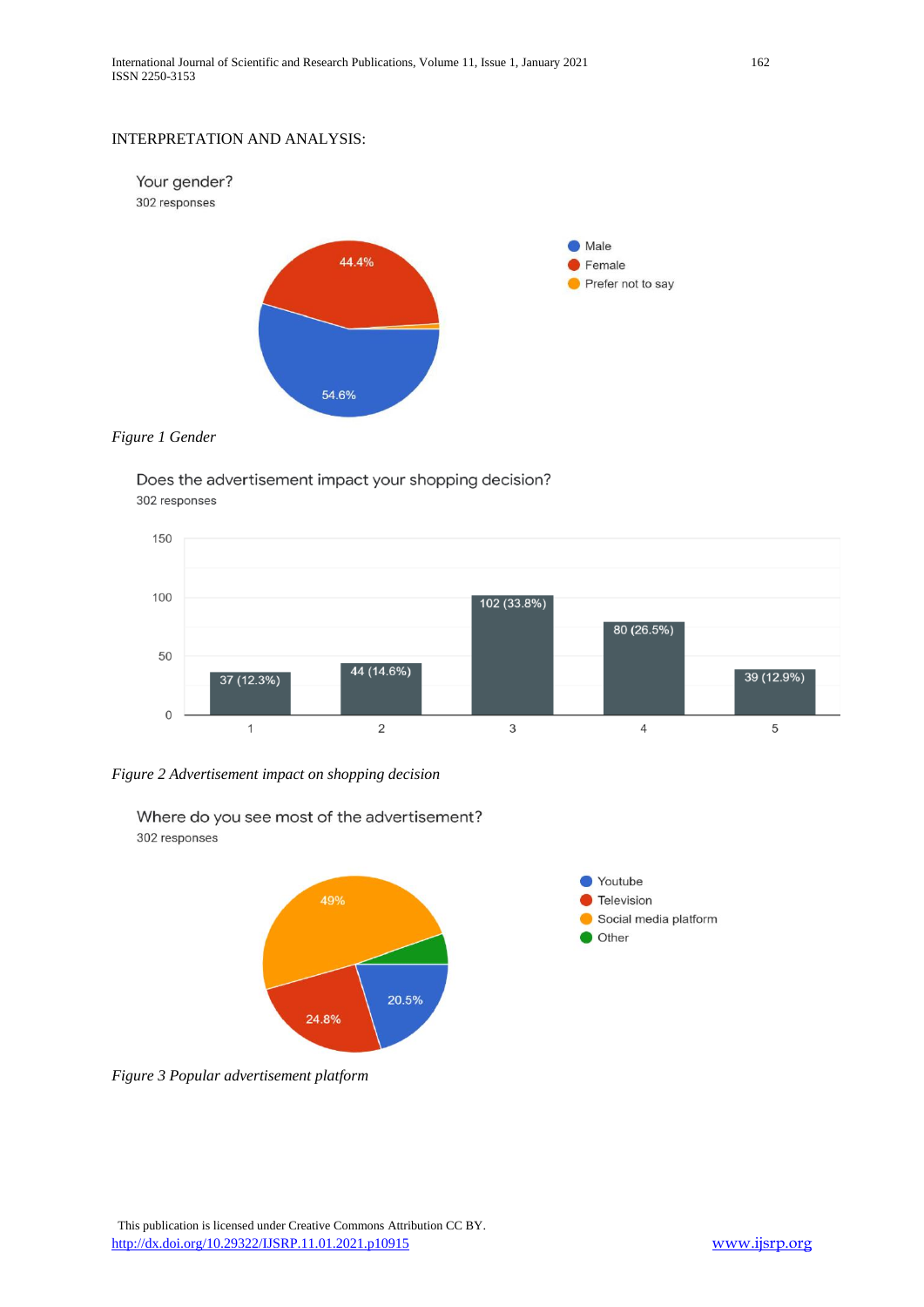INTERPRETATION AND ANALYSIS:

Your gender?
302 responses

| Gender | Percentage |
| --- | --- |
| Male | 54.6% |
| Female | 44.4% |
| Prefer not to say | |

*Figure 1 Gender*

Does the advertisement impact your shopping decision?
302 responses

| Rating | Responses |
| --- | --- |
| 1 | 37 (12.3%) |
| 2 | 44 (14.6%) |
| 3 | 102 (33.8%) |
| 4 | 80 (26.5%) |
| 5 | 39 (12.9%) |

*Figure 2 Advertisement impact on shopping decision*

Where do you see most of the advertisement?
302 responses

| Platform | Percentage |
| --- | --- |
| Youtube | 20.5% |
| Television | 24.8% |
| Social media platform | 49% |
| Other | |

*Figure 3 Popular advertisement platform*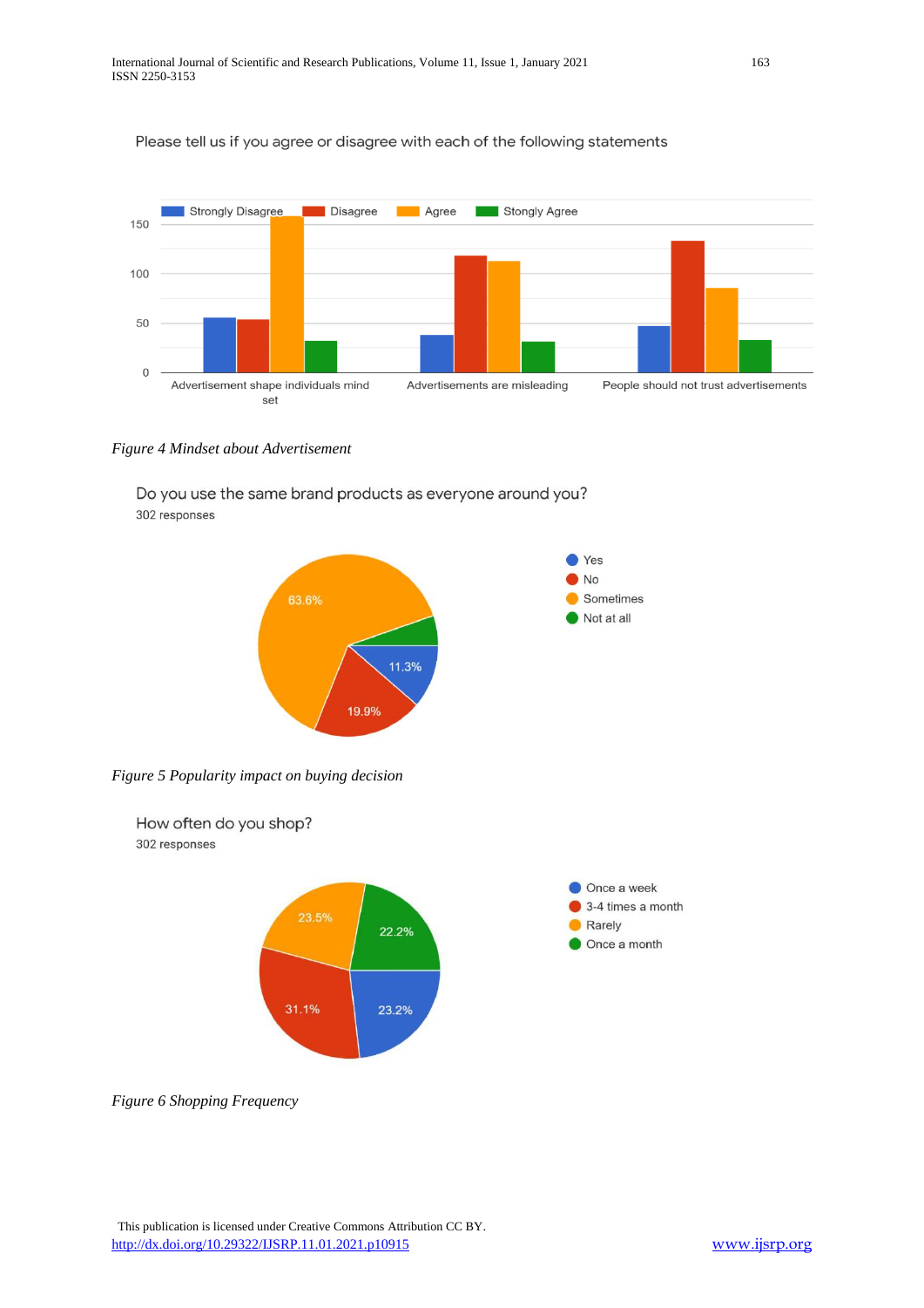Please tell us if you agree or disagree with each of the following statements

*Figure 4 Mindset about Advertisement*

Do you use the same brand products as everyone around you?
302 responses

*Figure 5 Popularity impact on buying decision*

How often do you shop?
302 responses

*Figure 6 Shopping Frequency*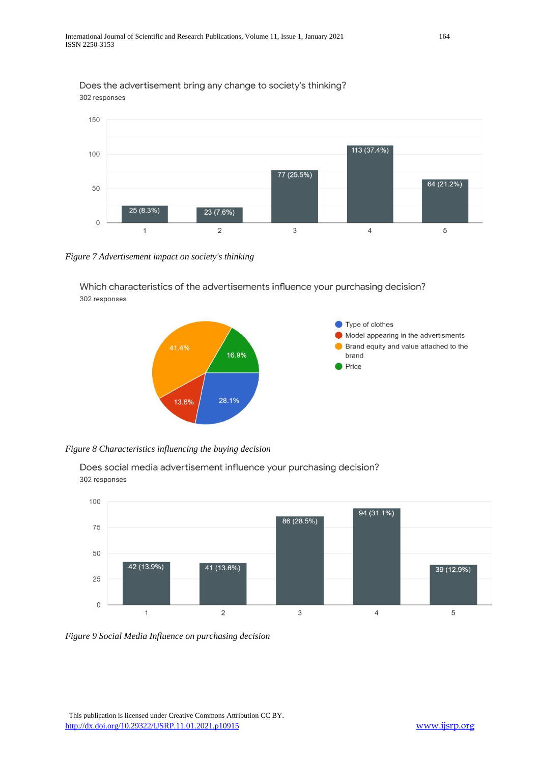Does the advertisement bring any change to society's thinking?

302 responses

| Rating | Responses |
|---|---|
| 1 | 25 (8.3%) |
| 2 | 23 (7.6%) |
| 3 | 77 (25.5%) |
| 4 | 113 (37.4%) |
| 5 | 64 (21.2%) |

*Figure 7 Advertisement impact on society's thinking*

Which characteristics of the advertisements influence your purchasing decision?

302 responses

| Characteristic | Percentage |
|---|---|
| Type of clothes | 28.1% |
| Model appearing in the advertisments | 13.6% |
| Brand equity and value attached to the brand | 41.4% |
| Price | 16.9% |

*Figure 8 Characteristics influencing the buying decision*

Does social media advertisement influence your purchasing decision?

302 responses

| Rating | Responses |
|---|---|
| 1 | 42 (13.9%) |
| 2 | 41 (13.6%) |
| 3 | 86 (28.5%) |
| 4 | 94 (31.1%) |
| 5 | 39 (12.9%) |

*Figure 9 Social Media Influence on purchasing decision*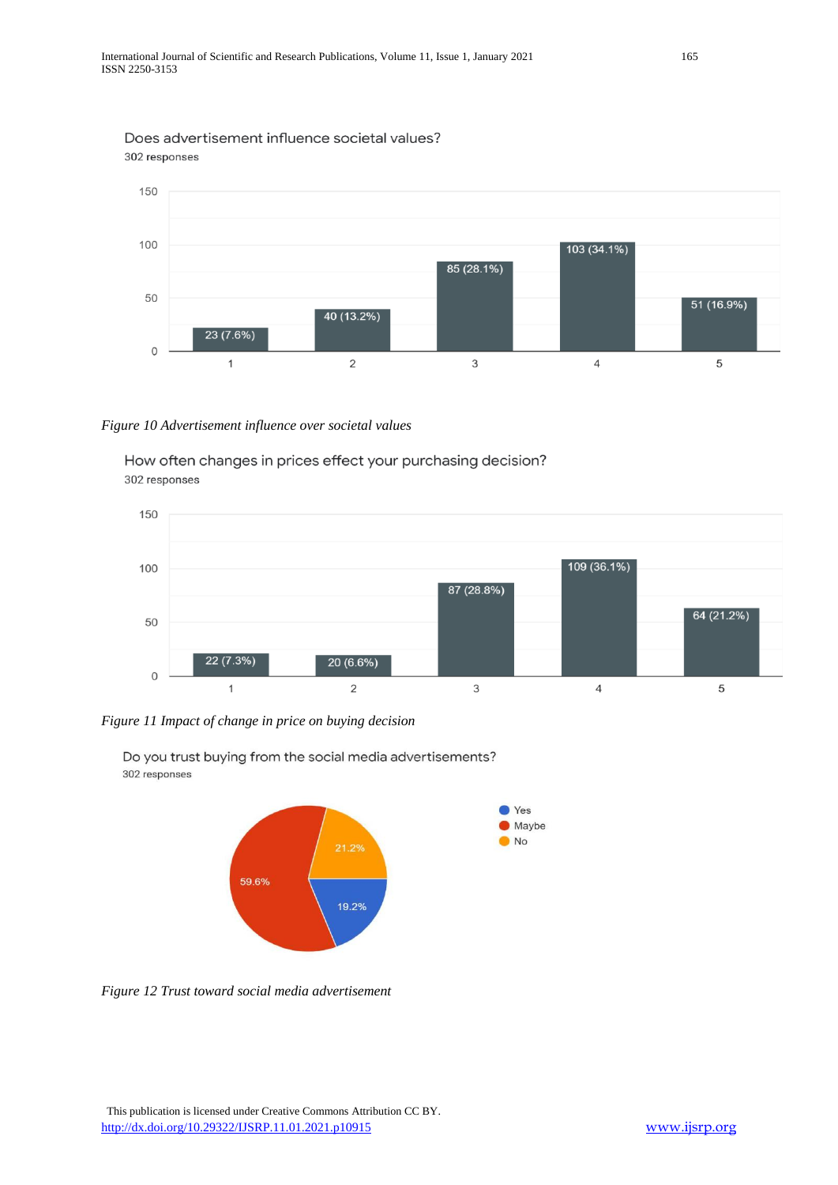Does advertisement influence societal values?
302 responses

| Rating | Responses |
|---|---|
| 1 | 23 (7.6%) |
| 2 | 40 (13.2%) |
| 3 | 85 (28.1%) |
| 4 | 103 (34.1%) |
| 5 | 51 (16.9%) |

*Figure 10 Advertisement influence over societal values*

How often changes in prices effect your purchasing decision?
302 responses

| Rating | Responses |
|---|---|
| 1 | 22 (7.3%) |
| 2 | 20 (6.6%) |
| 3 | 87 (28.8%) |
| 4 | 109 (36.1%) |
| 5 | 64 (21.2%) |

*Figure 11 Impact of change in price on buying decision*

Do you trust buying from the social media advertisements?
302 responses

| Response | Percentage |
|---|---|
| Yes | 19.2% |
| Maybe | 59.6% |
| No | 21.2% |

*Figure 12 Trust toward social media advertisement*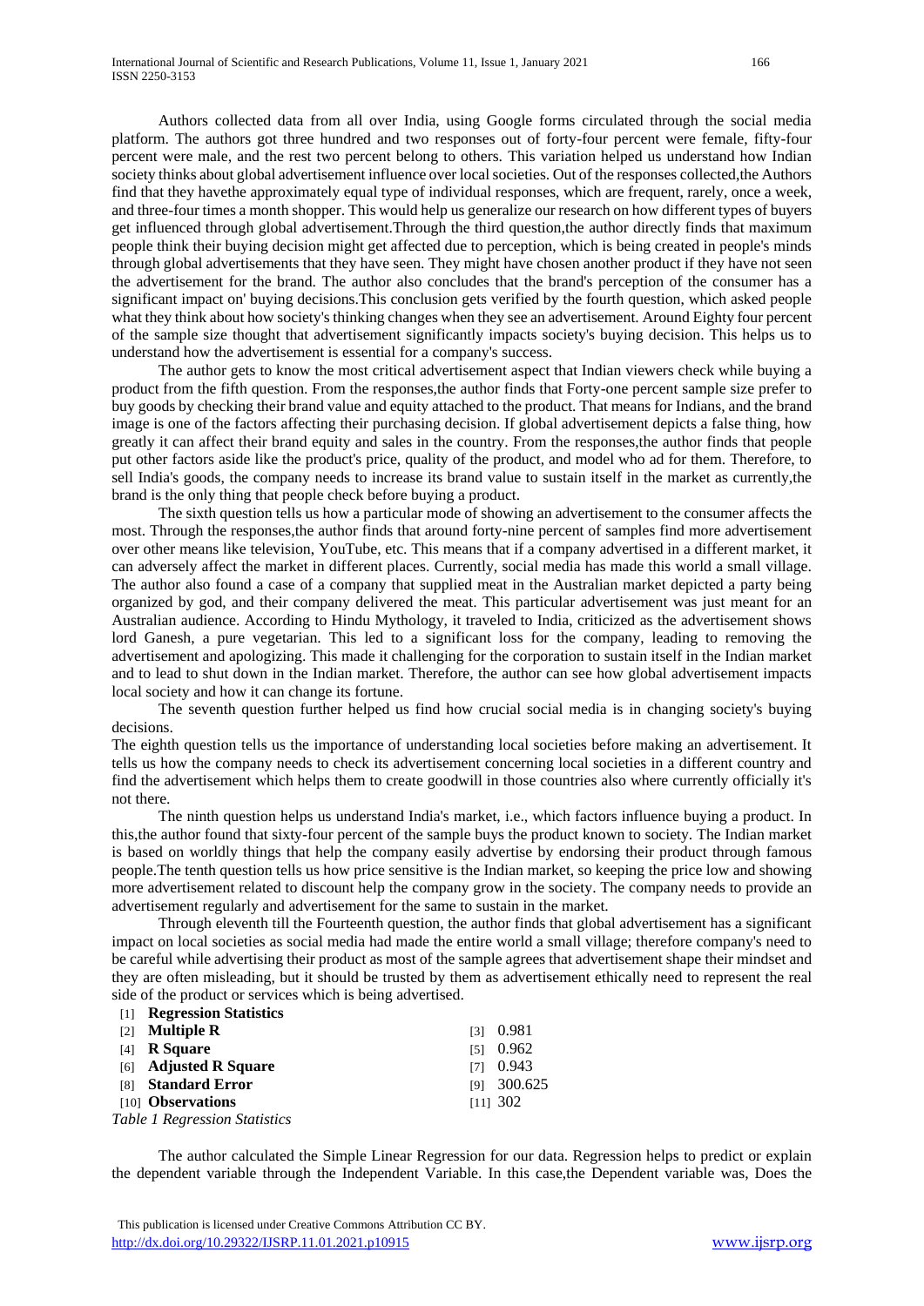Authors collected data from all over India, using Google forms circulated through the social media platform. The authors got three hundred and two responses out of forty-four percent were female, fifty-four percent were male, and the rest two percent belong to others. This variation helped us understand how Indian society thinks about global advertisement influence over local societies. Out of the responses collected,the Authors find that they havethe approximately equal type of individual responses, which are frequent, rarely, once a week, and three-four times a month shopper. This would help us generalize our research on how different types of buyers get influenced through global advertisement.Through the third question,the author directly finds that maximum people think their buying decision might get affected due to perception, which is being created in people's minds through global advertisements that they have seen. They might have chosen another product if they have not seen the advertisement for the brand. The author also concludes that the brand's perception of the consumer has a significant impact on' buying decisions.This conclusion gets verified by the fourth question, which asked people what they think about how society's thinking changes when they see an advertisement. Around Eighty four percent of the sample size thought that advertisement significantly impacts society's buying decision. This helps us to understand how the advertisement is essential for a company's success.

The author gets to know the most critical advertisement aspect that Indian viewers check while buying a product from the fifth question. From the responses,the author finds that Forty-one percent sample size prefer to buy goods by checking their brand value and equity attached to the product. That means for Indians, and the brand image is one of the factors affecting their purchasing decision. If global advertisement depicts a false thing, how greatly it can affect their brand equity and sales in the country. From the responses,the author finds that people put other factors aside like the product's price, quality of the product, and model who ad for them. Therefore, to sell India's goods, the company needs to increase its brand value to sustain itself in the market as currently,the brand is the only thing that people check before buying a product.

The sixth question tells us how a particular mode of showing an advertisement to the consumer affects the most. Through the responses,the author finds that around forty-nine percent of samples find more advertisement over other means like television, YouTube, etc. This means that if a company advertised in a different market, it can adversely affect the market in different places. Currently, social media has made this world a small village. The author also found a case of a company that supplied meat in the Australian market depicted a party being organized by god, and their company delivered the meat. This particular advertisement was just meant for an Australian audience. According to Hindu Mythology, it traveled to India, criticized as the advertisement shows lord Ganesh, a pure vegetarian. This led to a significant loss for the company, leading to removing the advertisement and apologizing. This made it challenging for the corporation to sustain itself in the Indian market and to lead to shut down in the Indian market. Therefore, the author can see how global advertisement impacts local society and how it can change its fortune.

The seventh question further helped us find how crucial social media is in changing society's buying decisions.

The eighth question tells us the importance of understanding local societies before making an advertisement. It tells us how the company needs to check its advertisement concerning local societies in a different country and find the advertisement which helps them to create goodwill in those countries also where currently officially it's not there.

The ninth question helps us understand India's market, i.e., which factors influence buying a product. In this,the author found that sixty-four percent of the sample buys the product known to society. The Indian market is based on worldly things that help the company easily advertise by endorsing their product through famous people.The tenth question tells us how price sensitive is the Indian market, so keeping the price low and showing more advertisement related to discount help the company grow in the society. The company needs to provide an advertisement regularly and advertisement for the same to sustain in the market.

Through eleventh till the Fourteenth question, the author finds that global advertisement has a significant impact on local societies as social media had made the entire world a small village; therefore company's need to be careful while advertising their product as most of the sample agrees that advertisement shape their mindset and they are often misleading, but it should be trusted by them as advertisement ethically need to represent the real side of the product or services which is being advertised.

| **Regression Statistics** | |
|---|---|
| **Multiple R** | 0.981 |
| **R Square** | 0.962 |
| **Adjusted R Square** | 0.943 |
| **Standard Error** | 300.625 |
| **Observations** | 302 |

*Table 1 Regression Statistics*

The author calculated the Simple Linear Regression for our data. Regression helps to predict or explain the dependent variable through the Independent Variable. In this case,the Dependent variable was, Does the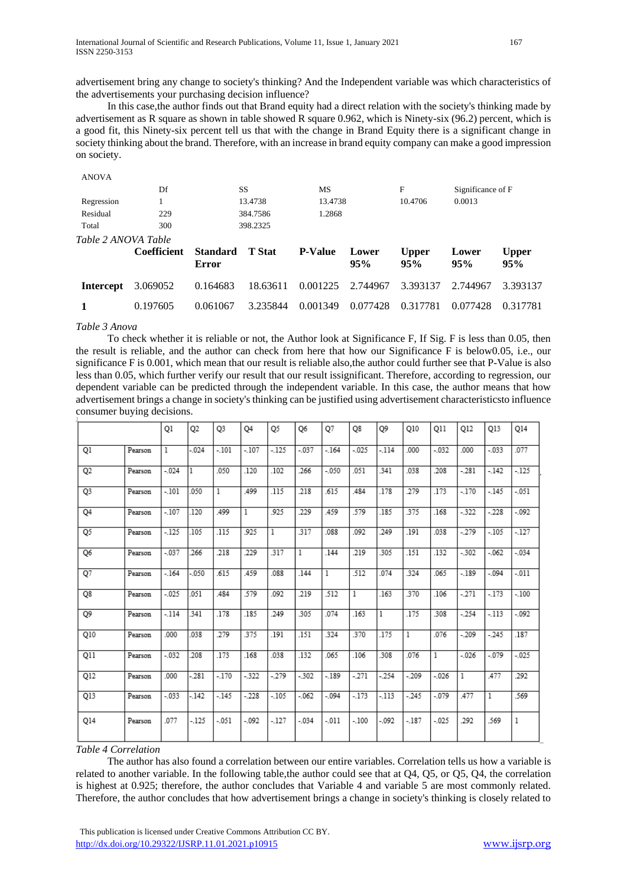advertisement bring any change to society's thinking? And the Independent variable was which characteristics of the advertisements your purchasing decision influence?

In this case,the author finds out that Brand equity had a direct relation with the society's thinking made by advertisement as R square as shown in table showed R square 0.962, which is Ninety-six (96.2) percent, which is a good fit, this Ninety-six percent tell us that with the change in Brand Equity there is a significant change in society thinking about the brand. Therefore, with an increase in brand equity company can make a good impression on society.

ANOVA

| | Df | SS | MS | F | Significance of F |
|---|---|---|---|---|---|
| Regression | 1 | 13.4738 | 13.4738 | 10.4706 | 0.0013 |
| Residual | 229 | 384.7586 | 1.2868 | | |
| Total | 300 | 398.2325 | | | |

*Table 2 ANOVA Table*

| | **Coefficient** | **Standard Error** | **T Stat** | **P-Value** | **Lower 95%** | **Upper 95%** | **Lower 95%** | **Upper 95%** |
|---|---|---|---|---|---|---|---|---|
| **Intercept** | 3.069052 | 0.164683 | 18.63611 | 0.001225 | 2.744967 | 3.393137 | 2.744967 | 3.393137 |
| **1** | 0.197605 | 0.061067 | 3.235844 | 0.001349 | 0.077428 | 0.317781 | 0.077428 | 0.317781 |

*Table 3 Anova*

To check whether it is reliable or not, the Author look at Significance F, If Sig. F is less than 0.05, then the result is reliable, and the author can check from here that how our Significance F is below0.05, i.e., our significance F is 0.001, which mean that our result is reliable also,the author could further see that P-Value is also less than 0.05, which further verify our result that our result issignificant. Therefore, according to regression, our dependent variable can be predicted through the independent variable. In this case, the author means that how advertisement brings a change in society's thinking can be justified using advertisement characteristicsto influence consumer buying decisions.

| | | Q1 | Q2 | Q3 | Q4 | Q5 | Q6 | Q7 | Q8 | Q9 | Q10 | Q11 | Q12 | Q13 | Q14 |
|---|---|---|---|---|---|---|---|---|---|---|---|---|---|---|---|
| Q1 | Pearson | 1 | -.024 | -.101 | -.107 | -.125 | -.037 | -.164 | -.025 | -.114 | .000 | -.032 | .000 | -.033 | .077 |
| Q2 | Pearson | -.024 | 1 | .050 | .120 | .102 | .266 | -.050 | .051 | .341 | .038 | .208 | -.281 | -.142 | -.125 |
| Q3 | Pearson | -.101 | .050 | 1 | .499 | .115 | .218 | .615 | .484 | .178 | .279 | .173 | -.170 | -.145 | -.051 |
| Q4 | Pearson | -.107 | .120 | .499 | 1 | .925 | .229 | .459 | .579 | .185 | .375 | .168 | -.322 | -.228 | -.092 |
| Q5 | Pearson | -.125 | .105 | .115 | .925 | 1 | .317 | .088 | .092 | .249 | .191 | .038 | -.279 | -.105 | -.127 |
| Q6 | Pearson | -.037 | .266 | .218 | .229 | .317 | 1 | .144 | .219 | .305 | .151 | .132 | -.302 | -.062 | -.034 |
| Q7 | Pearson | -.164 | -.050 | .615 | .459 | .088 | .144 | 1 | .512 | .074 | .324 | .065 | -.189 | -.094 | -.011 |
| Q8 | Pearson | -.025 | .051 | .484 | .579 | .092 | .219 | .512 | 1 | .163 | .370 | .106 | -.271 | -.173 | -.100 |
| Q9 | Pearson | -.114 | .341 | .178 | .185 | .249 | .305 | .074 | .163 | 1 | .175 | .308 | -.254 | -.113 | -.092 |
| Q10 | Pearson | .000 | .038 | .279 | .375 | .191 | .151 | .324 | .370 | .175 | 1 | .076 | -.209 | -.245 | .187 |
| Q11 | Pearson | -.032 | .208 | .173 | .168 | .038 | .132 | .065 | .106 | .308 | .076 | 1 | -.026 | -.079 | -.025 |
| Q12 | Pearson | .000 | -.281 | -.170 | -.322 | -.279 | -.302 | -.189 | -.271 | -.254 | -.209 | -.026 | 1 | .477 | .292 |
| Q13 | Pearson | -.033 | -.142 | -.145 | -.228 | -.105 | -.062 | -.094 | -.173 | -.113 | -.245 | -.079 | .477 | 1 | .569 |
| Q14 | Pearson | .077 | -.125 | -.051 | -.092 | -.127 | -.034 | -.011 | -.100 | -.092 | -.187 | -.025 | .292 | .569 | 1 |

*Table 4 Correlation*

The author has also found a correlation between our entire variables. Correlation tells us how a variable is related to another variable. In the following table,the author could see that at Q4, Q5, or Q5, Q4, the correlation is highest at 0.925; therefore, the author concludes that Variable 4 and variable 5 are most commonly related. Therefore, the author concludes that how advertisement brings a change in society's thinking is closely related to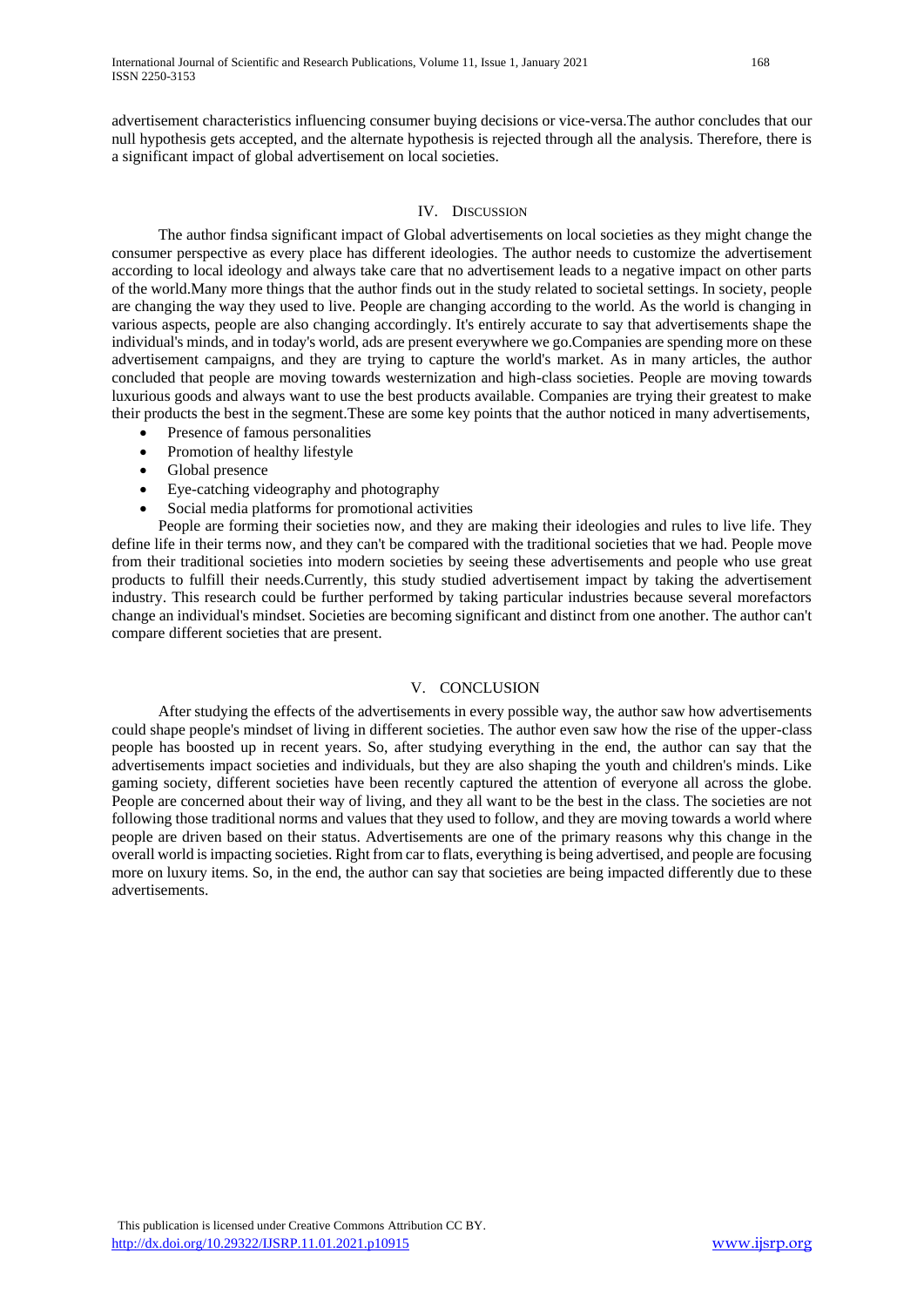advertisement characteristics influencing consumer buying decisions or vice-versa.The author concludes that our null hypothesis gets accepted, and the alternate hypothesis is rejected through all the analysis. Therefore, there is a significant impact of global advertisement on local societies.

## IV. Discussion

The author findsa significant impact of Global advertisements on local societies as they might change the consumer perspective as every place has different ideologies. The author needs to customize the advertisement according to local ideology and always take care that no advertisement leads to a negative impact on other parts of the world.Many more things that the author finds out in the study related to societal settings. In society, people are changing the way they used to live. People are changing according to the world. As the world is changing in various aspects, people are also changing accordingly. It's entirely accurate to say that advertisements shape the individual's minds, and in today's world, ads are present everywhere we go.Companies are spending more on these advertisement campaigns, and they are trying to capture the world's market. As in many articles, the author concluded that people are moving towards westernization and high-class societies. People are moving towards luxurious goods and always want to use the best products available. Companies are trying their greatest to make their products the best in the segment.These are some key points that the author noticed in many advertisements,

- Presence of famous personalities
- Promotion of healthy lifestyle
- Global presence
- Eye-catching videography and photography
- Social media platforms for promotional activities

People are forming their societies now, and they are making their ideologies and rules to live life. They define life in their terms now, and they can't be compared with the traditional societies that we had. People move from their traditional societies into modern societies by seeing these advertisements and people who use great products to fulfill their needs.Currently, this study studied advertisement impact by taking the advertisement industry. This research could be further performed by taking particular industries because several morefactors change an individual's mindset. Societies are becoming significant and distinct from one another. The author can't compare different societies that are present.

## V. CONCLUSION

After studying the effects of the advertisements in every possible way, the author saw how advertisements could shape people's mindset of living in different societies. The author even saw how the rise of the upper-class people has boosted up in recent years. So, after studying everything in the end, the author can say that the advertisements impact societies and individuals, but they are also shaping the youth and children's minds. Like gaming society, different societies have been recently captured the attention of everyone all across the globe. People are concerned about their way of living, and they all want to be the best in the class. The societies are not following those traditional norms and values that they used to follow, and they are moving towards a world where people are driven based on their status. Advertisements are one of the primary reasons why this change in the overall world is impacting societies. Right from car to flats, everything is being advertised, and people are focusing more on luxury items. So, in the end, the author can say that societies are being impacted differently due to these advertisements.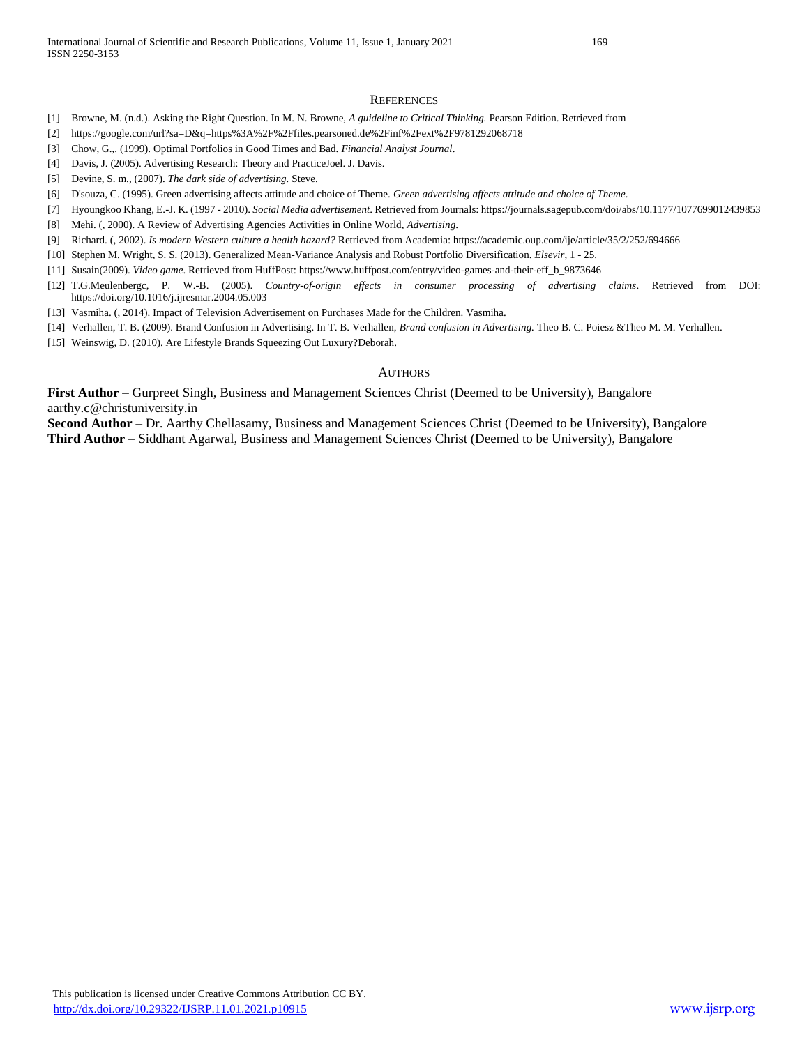## REFERENCES

[1] Browne, M. (n.d.). Asking the Right Question. In M. N. Browne, *A guideline to Critical Thinking.* Pearson Edition. Retrieved from

[2] https://google.com/url?sa=D&q=https%3A%2F%2Ffiles.pearsoned.de%2Finf%2Fext%2F9781292068718

[3] Chow, G.,. (1999). Optimal Portfolios in Good Times and Bad. *Financial Analyst Journal*.

[4] Davis, J. (2005). Advertising Research: Theory and PracticeJoel. J. Davis.

[5] Devine, S. m., (2007). *The dark side of advertising.* Steve.

[6] D'souza, C. (1995). Green advertising affects attitude and choice of Theme. *Green advertising affects attitude and choice of Theme*.

[7] Hyoungkoo Khang, E.-J. K. (1997 - 2010). *Social Media advertisement*. Retrieved from Journals: https://journals.sagepub.com/doi/abs/10.1177/1077699012439853

[8] Mehi. (, 2000). A Review of Advertising Agencies Activities in Online World, *Advertising*.

[9] Richard. (, 2002). *Is modern Western culture a health hazard?* Retrieved from Academia: https://academic.oup.com/ije/article/35/2/252/694666

[10] Stephen M. Wright, S. S. (2013). Generalized Mean-Variance Analysis and Robust Portfolio Diversification. *Elsevir*, 1 - 25.

[11] Susain(2009). *Video game*. Retrieved from HuffPost: https://www.huffpost.com/entry/video-games-and-their-eff_b_9873646

[12] T.G.Meulenbergc, P. W.-B. (2005). *Country-of-origin effects in consumer processing of advertising claims*. Retrieved from DOI: https://doi.org/10.1016/j.ijresmar.2004.05.003

[13] Vasmiha. (, 2014). Impact of Television Advertisement on Purchases Made for the Children. Vasmiha.

[14] Verhallen, T. B. (2009). Brand Confusion in Advertising. In T. B. Verhallen, *Brand confusion in Advertising.* Theo B. C. Poiesz &Theo M. M. Verhallen.

[15] Weinswig, D. (2010). Are Lifestyle Brands Squeezing Out Luxury?Deborah.

## AUTHORS

**First Author** – Gurpreet Singh, Business and Management Sciences Christ (Deemed to be University), Bangalore aarthy.c@christuniversity.in

**Second Author** – Dr. Aarthy Chellasamy, Business and Management Sciences Christ (Deemed to be University), Bangalore

**Third Author** – Siddhant Agarwal, Business and Management Sciences Christ (Deemed to be University), Bangalore